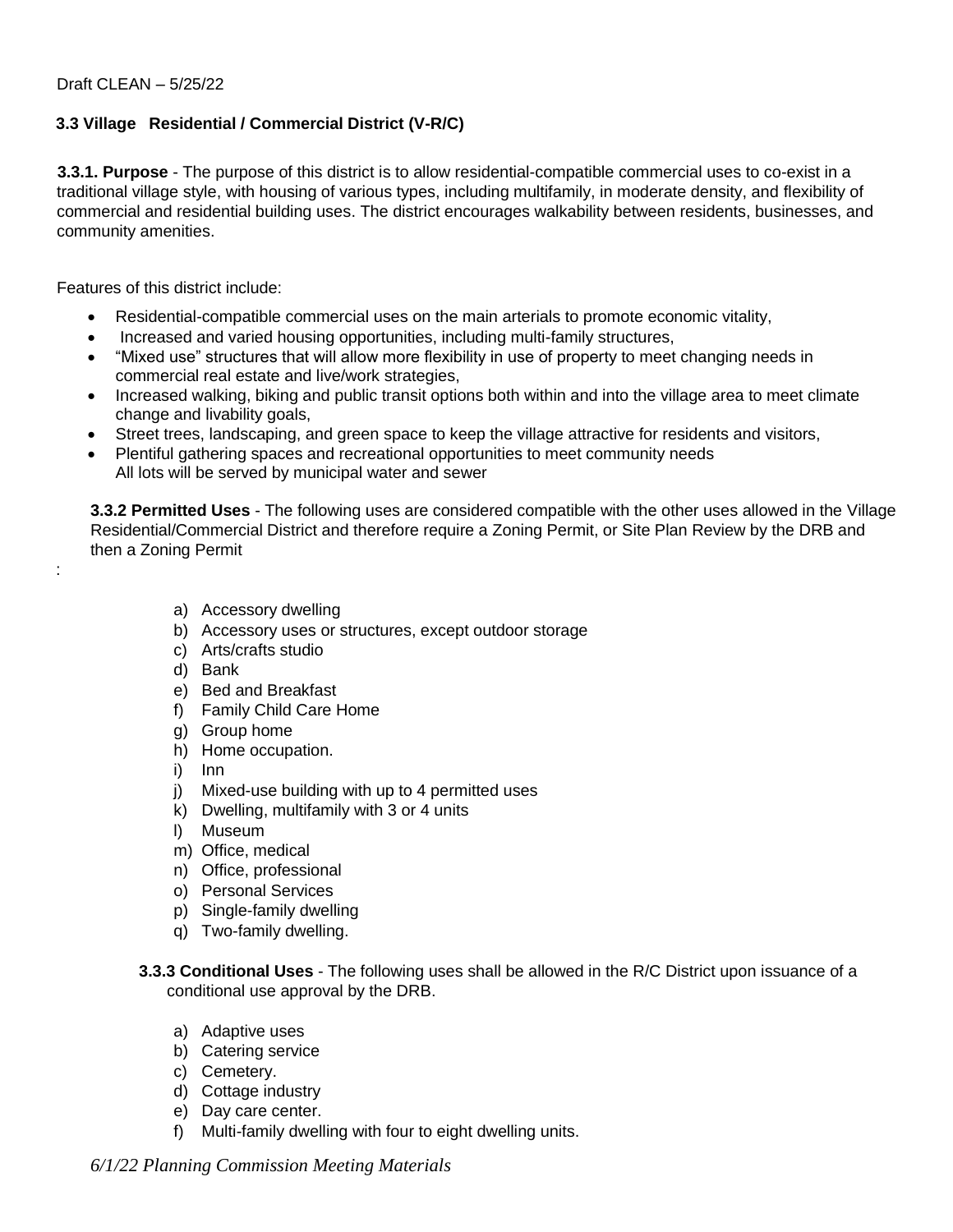Draft CLEAN – 5/25/22

## 3.3 Village Residential / Commercial District (V-R/C)

**3.3.1. Purpose** - The purpose of this district is to allow residential-compatible commercial uses to co-exist in a traditional village style, with housing of various types, including multifamily, in moderate density, and flexibility of commercial and residential building uses. The district encourages walkability between residents, businesses, and community amenities.

Features of this district include:

- Residential-compatible commercial uses on the main arterials to promote economic vitality,
- Increased and varied housing opportunities, including multi-family structures,
- "Mixed use" structures that will allow more flexibility in use of property to meet changing needs in commercial real estate and live/work strategies,
- Increased walking, biking and public transit options both within and into the village area to meet climate change and livability goals,
- Street trees, landscaping, and green space to keep the village attractive for residents and visitors,
- Plentiful gathering spaces and recreational opportunities to meet community needs
  All lots will be served by municipal water and sewer

**3.3.2 Permitted Uses** - The following uses are considered compatible with the other uses allowed in the Village Residential/Commercial District and therefore require a Zoning Permit, or Site Plan Review by the DRB and then a Zoning Permit

:

a) Accessory dwelling
b) Accessory uses or structures, except outdoor storage
c) Arts/crafts studio
d) Bank
e) Bed and Breakfast
f) Family Child Care Home
g) Group home
h) Home occupation.
i) Inn
j) Mixed-use building with up to 4 permitted uses
k) Dwelling, multifamily with 3 or 4 units
l) Museum
m) Office, medical
n) Office, professional
o) Personal Services
p) Single-family dwelling
q) Two-family dwelling.

**3.3.3 Conditional Uses** - The following uses shall be allowed in the R/C District upon issuance of a conditional use approval by the DRB.

a) Adaptive uses
b) Catering service
c) Cemetery.
d) Cottage industry
e) Day care center.
f) Multi-family dwelling with four to eight dwelling units.

*6/1/22 Planning Commission Meeting Materials*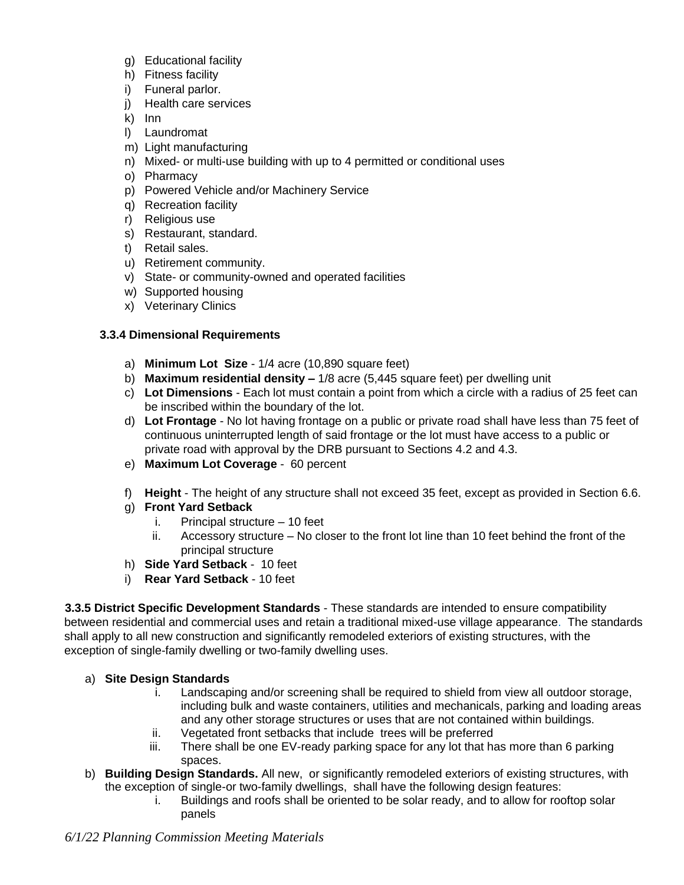g) Educational facility
h) Fitness facility
i) Funeral parlor.
j) Health care services
k) Inn
l) Laundromat
m) Light manufacturing
n) Mixed- or multi-use building with up to 4 permitted or conditional uses
o) Pharmacy
p) Powered Vehicle and/or Machinery Service
q) Recreation facility
r) Religious use
s) Restaurant, standard.
t) Retail sales.
u) Retirement community.
v) State- or community-owned and operated facilities
w) Supported housing
x) Veterinary Clinics

### 3.3.4 Dimensional Requirements

a) **Minimum Lot Size** - 1/4 acre (10,890 square feet)
b) **Maximum residential density –** 1/8 acre (5,445 square feet) per dwelling unit
c) **Lot Dimensions** - Each lot must contain a point from which a circle with a radius of 25 feet can be inscribed within the boundary of the lot.
d) **Lot Frontage** - No lot having frontage on a public or private road shall have less than 75 feet of continuous uninterrupted length of said frontage or the lot must have access to a public or private road with approval by the DRB pursuant to Sections 4.2 and 4.3.
e) **Maximum Lot Coverage** - 60 percent
f) **Height** - The height of any structure shall not exceed 35 feet, except as provided in Section 6.6.
g) **Front Yard Setback**
   i. Principal structure – 10 feet
   ii. Accessory structure – No closer to the front lot line than 10 feet behind the front of the principal structure
h) **Side Yard Setback** - 10 feet
i) **Rear Yard Setback** - 10 feet

**3.3.5 District Specific Development Standards** - These standards are intended to ensure compatibility between residential and commercial uses and retain a traditional mixed-use village appearance. The standards shall apply to all new construction and significantly remodeled exteriors of existing structures, with the exception of single-family dwelling or two-family dwelling uses.

a) **Site Design Standards**
   i. Landscaping and/or screening shall be required to shield from view all outdoor storage, including bulk and waste containers, utilities and mechanicals, parking and loading areas and any other storage structures or uses that are not contained within buildings.
   ii. Vegetated front setbacks that include trees will be preferred
   iii. There shall be one EV-ready parking space for any lot that has more than 6 parking spaces.
b) **Building Design Standards.** All new, or significantly remodeled exteriors of existing structures, with the exception of single-or two-family dwellings, shall have the following design features:
   i. Buildings and roofs shall be oriented to be solar ready, and to allow for rooftop solar panels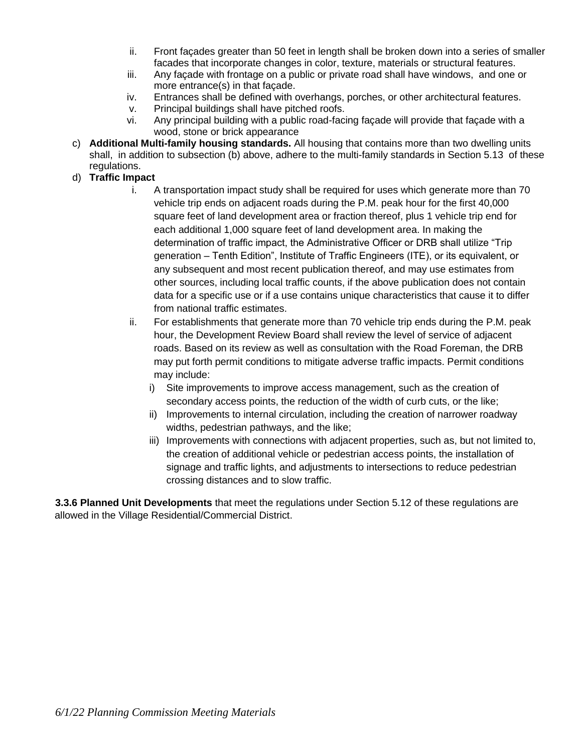ii. Front façades greater than 50 feet in length shall be broken down into a series of smaller facades that incorporate changes in color, texture, materials or structural features.
   iii. Any façade with frontage on a public or private road shall have windows, and one or more entrance(s) in that façade.
   iv. Entrances shall be defined with overhangs, porches, or other architectural features.
   v. Principal buildings shall have pitched roofs.
   vi. Any principal building with a public road-facing façade will provide that façade with a wood, stone or brick appearance

c) **Additional Multi-family housing standards.** All housing that contains more than two dwelling units shall, in addition to subsection (b) above, adhere to the multi-family standards in Section 5.13 of these regulations.

d) **Traffic Impact**
   i. A transportation impact study shall be required for uses which generate more than 70 vehicle trip ends on adjacent roads during the P.M. peak hour for the first 40,000 square feet of land development area or fraction thereof, plus 1 vehicle trip end for each additional 1,000 square feet of land development area. In making the determination of traffic impact, the Administrative Officer or DRB shall utilize "Trip generation – Tenth Edition", Institute of Traffic Engineers (ITE), or its equivalent, or any subsequent and most recent publication thereof, and may use estimates from other sources, including local traffic counts, if the above publication does not contain data for a specific use or if a use contains unique characteristics that cause it to differ from national traffic estimates.
   ii. For establishments that generate more than 70 vehicle trip ends during the P.M. peak hour, the Development Review Board shall review the level of service of adjacent roads. Based on its review as well as consultation with the Road Foreman, the DRB may put forth permit conditions to mitigate adverse traffic impacts. Permit conditions may include:
      i) Site improvements to improve access management, such as the creation of secondary access points, the reduction of the width of curb cuts, or the like;
      ii) Improvements to internal circulation, including the creation of narrower roadway widths, pedestrian pathways, and the like;
      iii) Improvements with connections with adjacent properties, such as, but not limited to, the creation of additional vehicle or pedestrian access points, the installation of signage and traffic lights, and adjustments to intersections to reduce pedestrian crossing distances and to slow traffic.

**3.3.6 Planned Unit Developments** that meet the regulations under Section 5.12 of these regulations are allowed in the Village Residential/Commercial District.